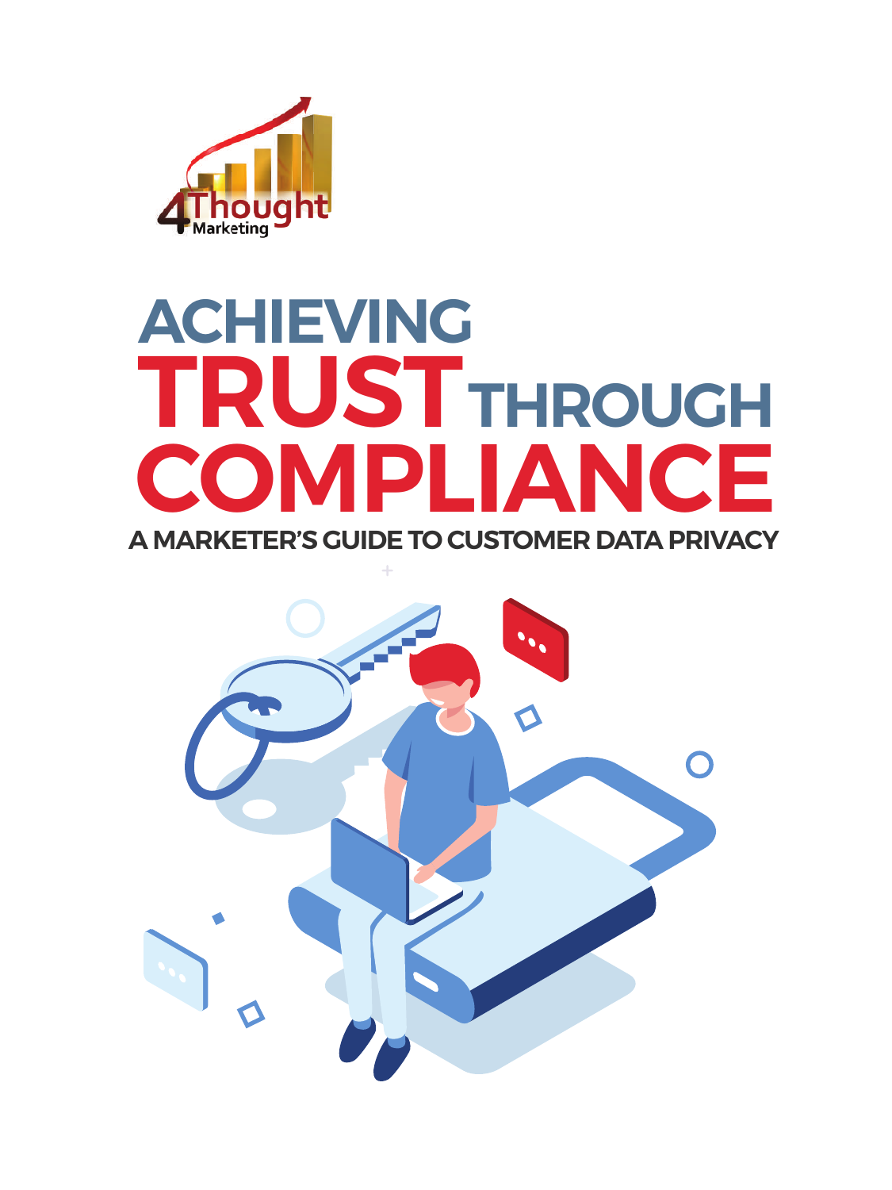4Thought Marketing

# ACHIEVING TRUST THROUGH COMPLIANCE

## A MARKETER'S GUIDE TO CUSTOMER DATA PRIVACY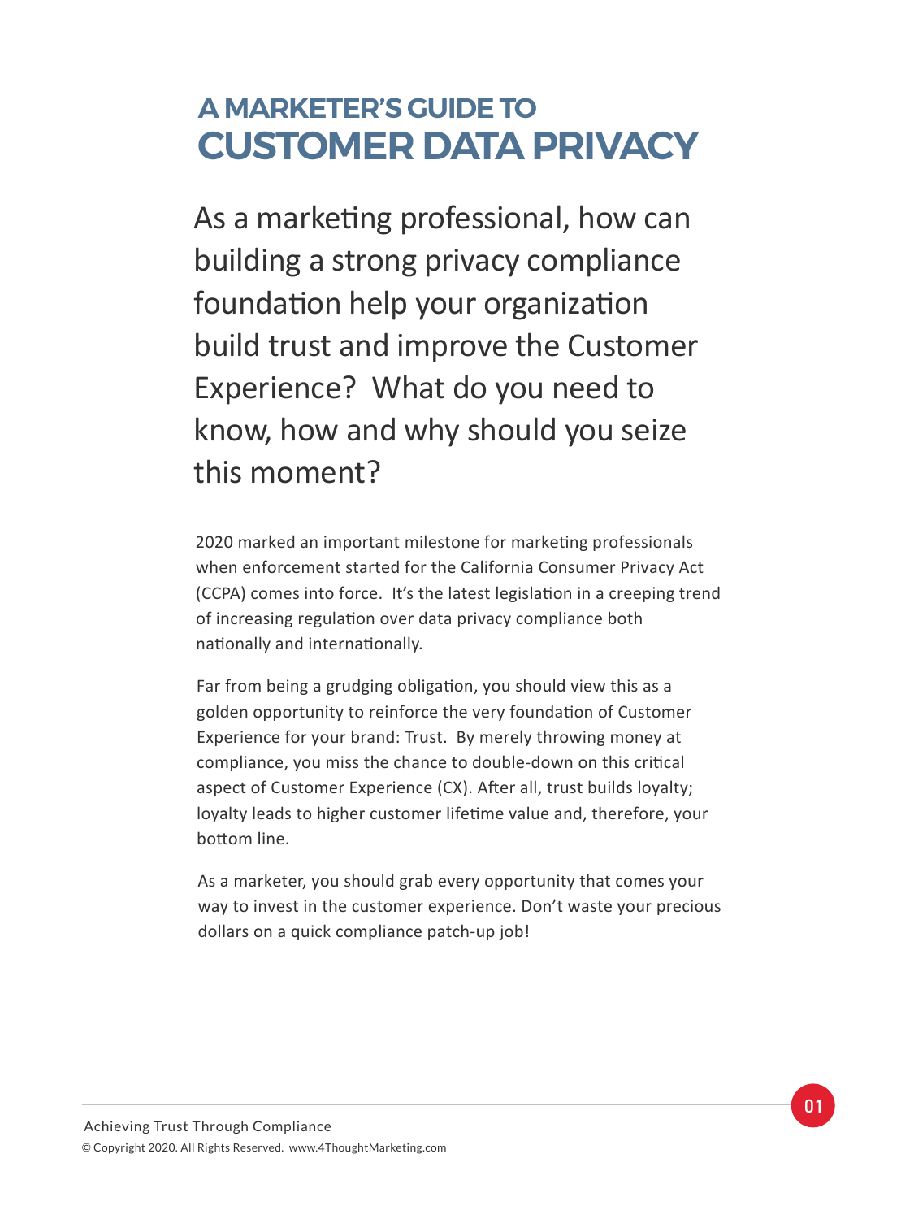# A MARKETER'S GUIDE TO CUSTOMER DATA PRIVACY

## As a marketing professional, how can building a strong privacy compliance foundation help your organization build trust and improve the Customer Experience? What do you need to know, how and why should you seize this moment?

2020 marked an important milestone for marketing professionals when enforcement started for the California Consumer Privacy Act (CCPA) comes into force. It's the latest legislation in a creeping trend of increasing regulation over data privacy compliance both nationally and internationally.

Far from being a grudging obligation, you should view this as a golden opportunity to reinforce the very foundation of Customer Experience for your brand: Trust. By merely throwing money at compliance, you miss the chance to double-down on this critical aspect of Customer Experience (CX). After all, trust builds loyalty; loyalty leads to higher customer lifetime value and, therefore, your bottom line.

As a marketer, you should grab every opportunity that comes your way to invest in the customer experience. Don't waste your precious dollars on a quick compliance patch-up job!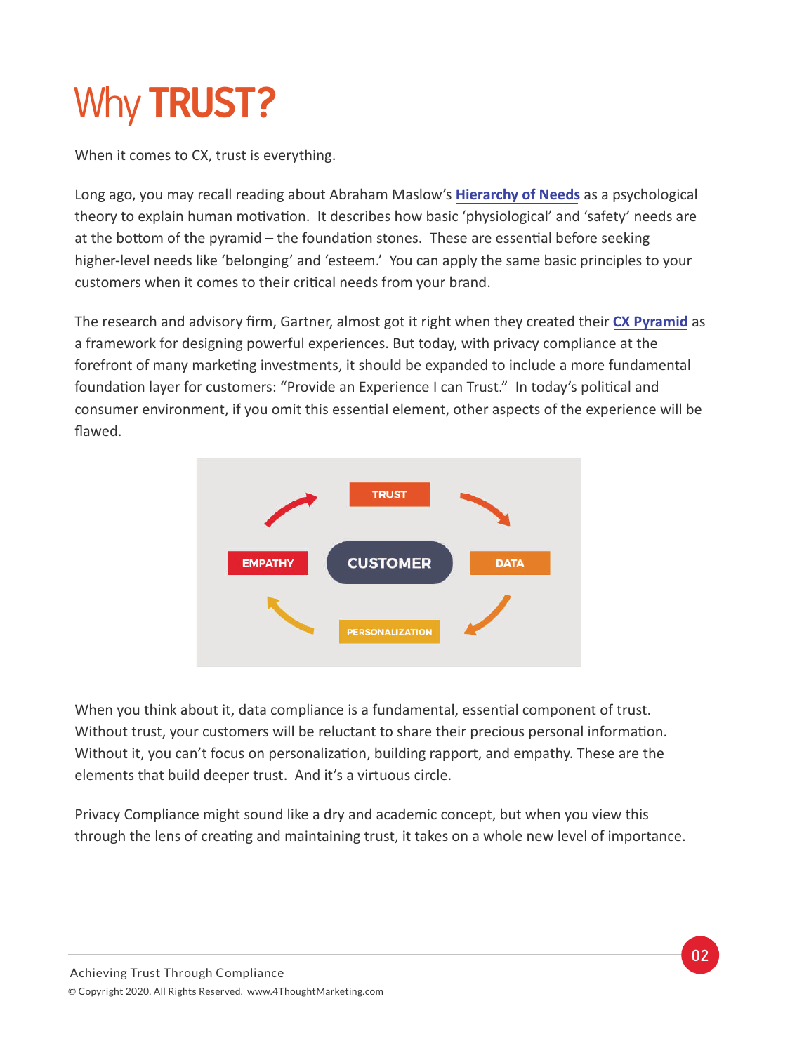# Why **TRUST?**

When it comes to CX, trust is everything.

Long ago, you may recall reading about Abraham Maslow's **Hierarchy of Needs** as a psychological theory to explain human motivation. It describes how basic 'physiological' and 'safety' needs are at the bottom of the pyramid – the foundation stones. These are essential before seeking higher-level needs like 'belonging' and 'esteem.' You can apply the same basic principles to your customers when it comes to their critical needs from your brand.

The research and advisory firm, Gartner, almost got it right when they created their **CX Pyramid** as a framework for designing powerful experiences. But today, with privacy compliance at the forefront of many marketing investments, it should be expanded to include a more fundamental foundation layer for customers: "Provide an Experience I can Trust." In today's political and consumer environment, if you omit this essential element, other aspects of the experience will be flawed.

TRUST → DATA → PERSONALIZATION → EMPATHY → TRUST (around CUSTOMER)

When you think about it, data compliance is a fundamental, essential component of trust. Without trust, your customers will be reluctant to share their precious personal information. Without it, you can't focus on personalization, building rapport, and empathy. These are the elements that build deeper trust. And it's a virtuous circle.

Privacy Compliance might sound like a dry and academic concept, but when you view this through the lens of creating and maintaining trust, it takes on a whole new level of importance.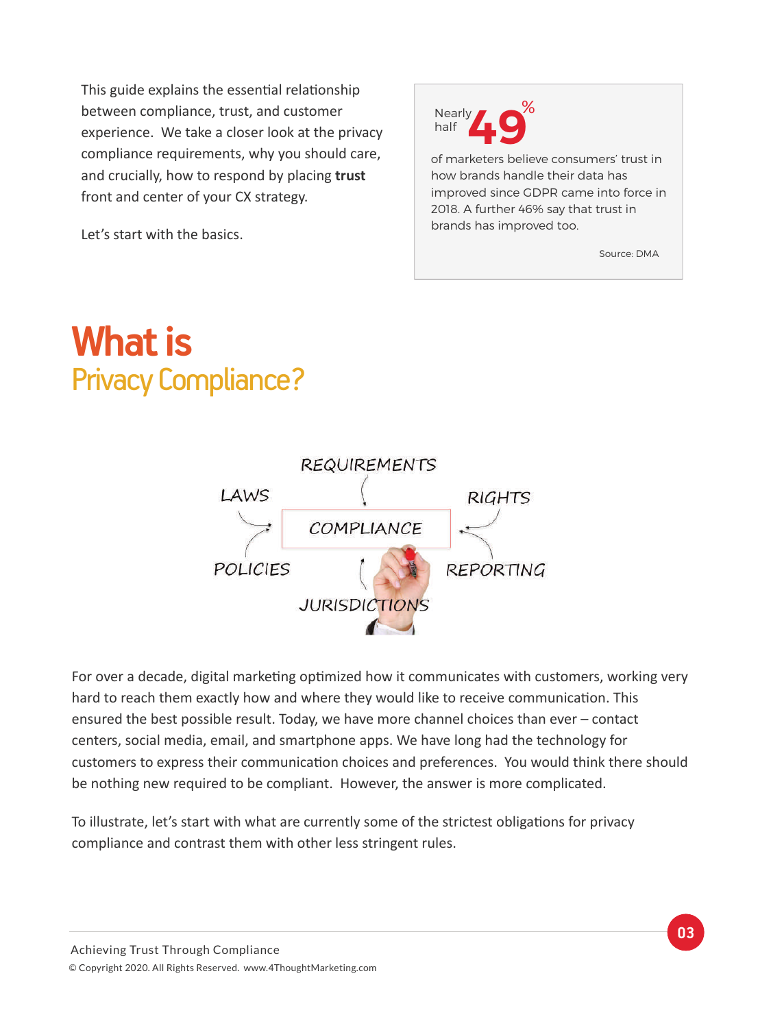This guide explains the essential relationship between compliance, trust, and customer experience. We take a closer look at the privacy compliance requirements, why you should care, and crucially, how to respond by placing **trust** front and center of your CX strategy.

Let's start with the basics.

> Nearly half **49%**
>
> of marketers believe consumers' trust in how brands handle their data has improved since GDPR came into force in 2018. A further 46% say that trust in brands has improved too.
>
> Source: DMA

# What is Privacy Compliance?

REQUIREMENTS

LAWS

RIGHTS

COMPLIANCE

POLICIES

REPORTING

JURISDICTIONS

For over a decade, digital marketing optimized how it communicates with customers, working very hard to reach them exactly how and where they would like to receive communication. This ensured the best possible result. Today, we have more channel choices than ever – contact centers, social media, email, and smartphone apps. We have long had the technology for customers to express their communication choices and preferences. You would think there should be nothing new required to be compliant. However, the answer is more complicated.

To illustrate, let's start with what are currently some of the strictest obligations for privacy compliance and contrast them with other less stringent rules.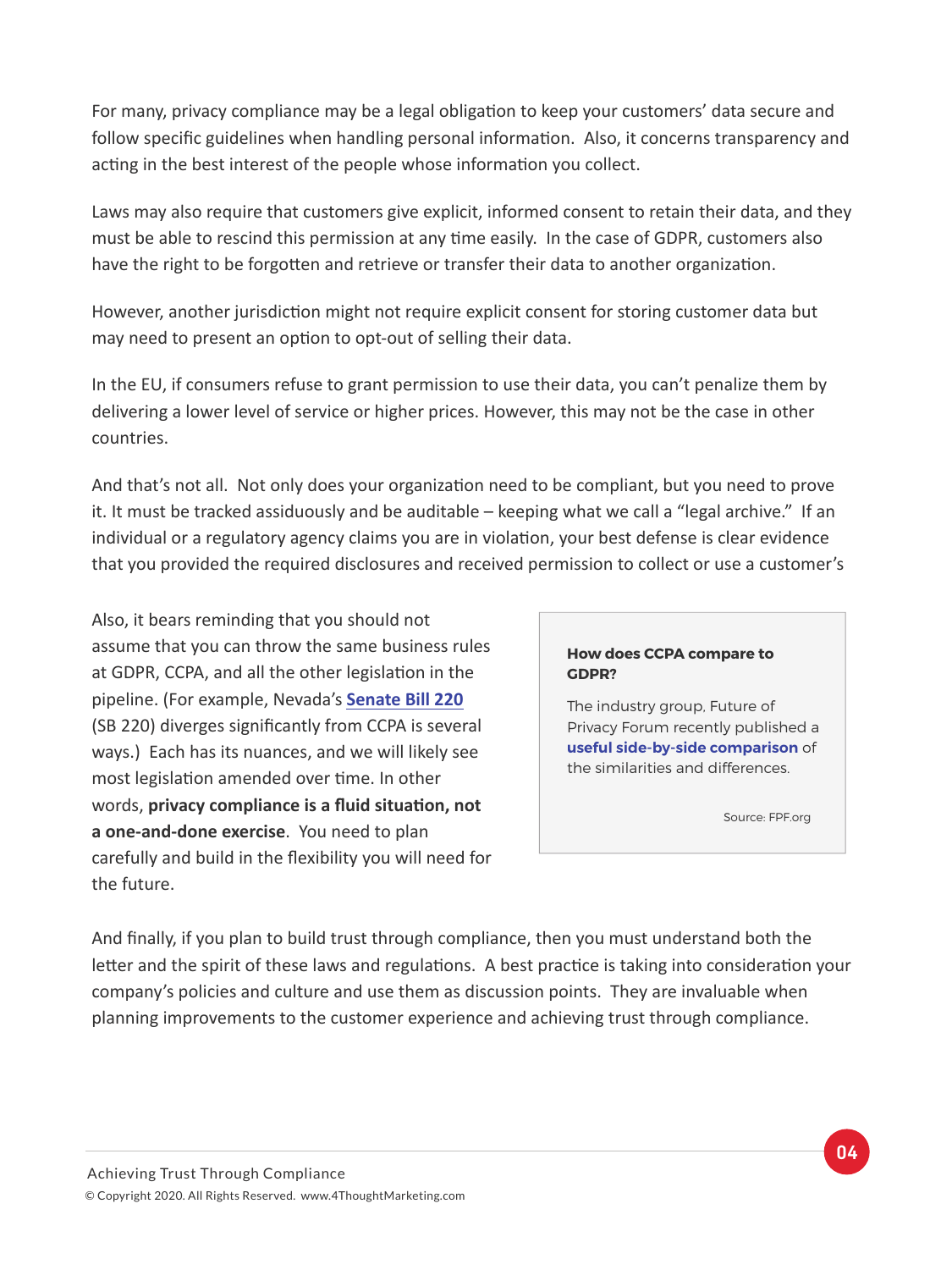For many, privacy compliance may be a legal obligation to keep your customers' data secure and follow specific guidelines when handling personal information.  Also, it concerns transparency and acting in the best interest of the people whose information you collect.

Laws may also require that customers give explicit, informed consent to retain their data, and they must be able to rescind this permission at any time easily.  In the case of GDPR, customers also have the right to be forgotten and retrieve or transfer their data to another organization.

However, another jurisdiction might not require explicit consent for storing customer data but may need to present an option to opt-out of selling their data.

In the EU, if consumers refuse to grant permission to use their data, you can't penalize them by delivering a lower level of service or higher prices. However, this may not be the case in other countries.

And that's not all.  Not only does your organization need to be compliant, but you need to prove it. It must be tracked assiduously and be auditable – keeping what we call a "legal archive."  If an individual or a regulatory agency claims you are in violation, your best defense is clear evidence that you provided the required disclosures and received permission to collect or use a customer's

Also, it bears reminding that you should not assume that you can throw the same business rules at GDPR, CCPA, and all the other legislation in the pipeline. (For example, Nevada's **Senate Bill 220** (SB 220) diverges significantly from CCPA is several ways.)  Each has its nuances, and we will likely see most legislation amended over time. In other words, **privacy compliance is a fluid situation, not a one-and-done exercise**.  You need to plan carefully and build in the flexibility you will need for the future.

> **How does CCPA compare to GDPR?**
>
> The industry group, Future of Privacy Forum recently published a **useful side-by-side comparison** of the similarities and differences.
>
> Source: FPF.org

And finally, if you plan to build trust through compliance, then you must understand both the letter and the spirit of these laws and regulations.  A best practice is taking into consideration your company's policies and culture and use them as discussion points.  They are invaluable when planning improvements to the customer experience and achieving trust through compliance.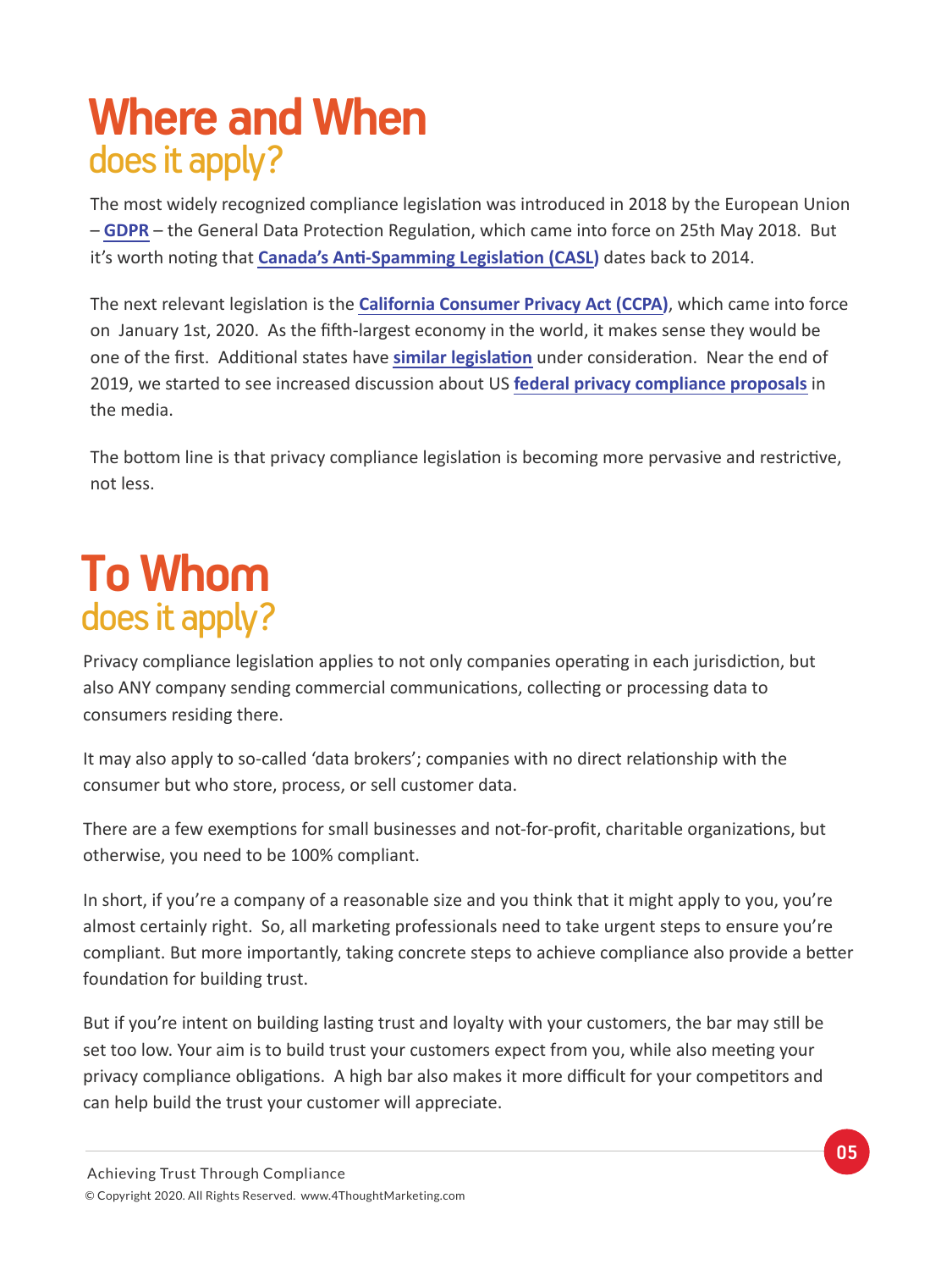# Where and When
## does it apply?

The most widely recognized compliance legislation was introduced in 2018 by the European Union – **GDPR** – the General Data Protection Regulation, which came into force on 25th May 2018. But it's worth noting that **Canada's Anti-Spamming Legislation (CASL)** dates back to 2014.

The next relevant legislation is the **California Consumer Privacy Act (CCPA)**, which came into force on January 1st, 2020. As the fifth-largest economy in the world, it makes sense they would be one of the first. Additional states have **similar legislation** under consideration. Near the end of 2019, we started to see increased discussion about US **federal privacy compliance proposals** in the media.

The bottom line is that privacy compliance legislation is becoming more pervasive and restrictive, not less.

# To Whom
## does it apply?

Privacy compliance legislation applies to not only companies operating in each jurisdiction, but also ANY company sending commercial communications, collecting or processing data to consumers residing there.

It may also apply to so-called 'data brokers'; companies with no direct relationship with the consumer but who store, process, or sell customer data.

There are a few exemptions for small businesses and not-for-profit, charitable organizations, but otherwise, you need to be 100% compliant.

In short, if you're a company of a reasonable size and you think that it might apply to you, you're almost certainly right. So, all marketing professionals need to take urgent steps to ensure you're compliant. But more importantly, taking concrete steps to achieve compliance also provide a better foundation for building trust.

But if you're intent on building lasting trust and loyalty with your customers, the bar may still be set too low. Your aim is to build trust your customers expect from you, while also meeting your privacy compliance obligations. A high bar also makes it more difficult for your competitors and can help build the trust your customer will appreciate.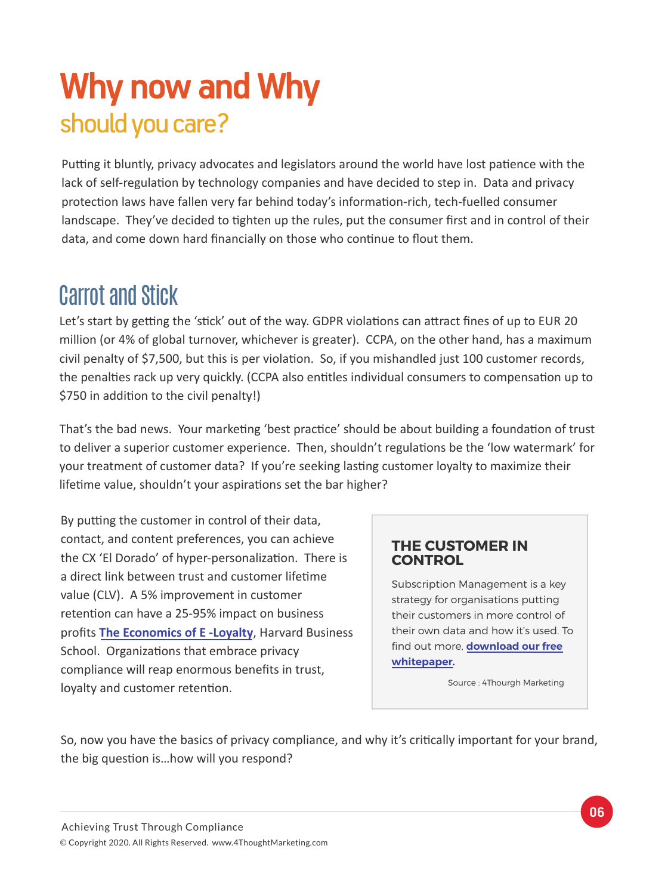# Why now and Why should you care?

Putting it bluntly, privacy advocates and legislators around the world have lost patience with the lack of self-regulation by technology companies and have decided to step in. Data and privacy protection laws have fallen very far behind today's information-rich, tech-fuelled consumer landscape. They've decided to tighten up the rules, put the consumer first and in control of their data, and come down hard financially on those who continue to flout them.

## Carrot and Stick

Let's start by getting the 'stick' out of the way. GDPR violations can attract fines of up to EUR 20 million (or 4% of global turnover, whichever is greater). CCPA, on the other hand, has a maximum civil penalty of $7,500, but this is per violation. So, if you mishandled just 100 customer records, the penalties rack up very quickly. (CCPA also entitles individual consumers to compensation up to $750 in addition to the civil penalty!)

That's the bad news. Your marketing 'best practice' should be about building a foundation of trust to deliver a superior customer experience. Then, shouldn't regulations be the 'low watermark' for your treatment of customer data? If you're seeking lasting customer loyalty to maximize their lifetime value, shouldn't your aspirations set the bar higher?

By putting the customer in control of their data, contact, and content preferences, you can achieve the CX 'El Dorado' of hyper-personalization. There is a direct link between trust and customer lifetime value (CLV). A 5% improvement in customer retention can have a 25-95% impact on business profits **The Economics of E -Loyalty**, Harvard Business School. Organizations that embrace privacy compliance will reap enormous benefits in trust, loyalty and customer retention.

**THE CUSTOMER IN CONTROL**

Subscription Management is a key strategy for organisations putting their customers in more control of their own data and how it's used. To find out more, **download our free whitepaper**.

Source : 4Thourgh Marketing

So, now you have the basics of privacy compliance, and why it's critically important for your brand, the big question is…how will you respond?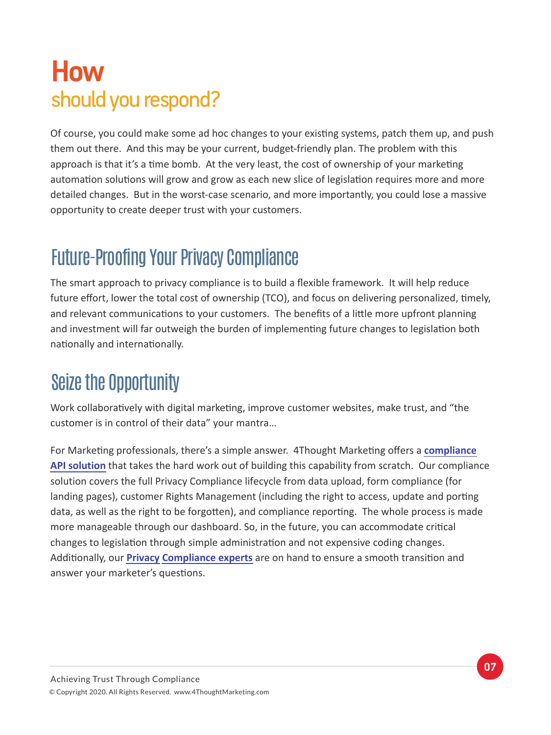# How should you respond?

Of course, you could make some ad hoc changes to your existing systems, patch them up, and push them out there. And this may be your current, budget-friendly plan. The problem with this approach is that it's a time bomb. At the very least, the cost of ownership of your marketing automation solutions will grow and grow as each new slice of legislation requires more and more detailed changes. But in the worst-case scenario, and more importantly, you could lose a massive opportunity to create deeper trust with your customers.

## Future-Proofing Your Privacy Compliance

The smart approach to privacy compliance is to build a flexible framework. It will help reduce future effort, lower the total cost of ownership (TCO), and focus on delivering personalized, timely, and relevant communications to your customers. The benefits of a little more upfront planning and investment will far outweigh the burden of implementing future changes to legislation both nationally and internationally.

## Seize the Opportunity

Work collaboratively with digital marketing, improve customer websites, make trust, and "the customer is in control of their data" your mantra…

For Marketing professionals, there's a simple answer. 4Thought Marketing offers a **compliance API solution** that takes the hard work out of building this capability from scratch. Our compliance solution covers the full Privacy Compliance lifecycle from data upload, form compliance (for landing pages), customer Rights Management (including the right to access, update and porting data, as well as the right to be forgotten), and compliance reporting. The whole process is made more manageable through our dashboard. So, in the future, you can accommodate critical changes to legislation through simple administration and not expensive coding changes. Additionally, our **Privacy Compliance experts** are on hand to ensure a smooth transition and answer your marketer's questions.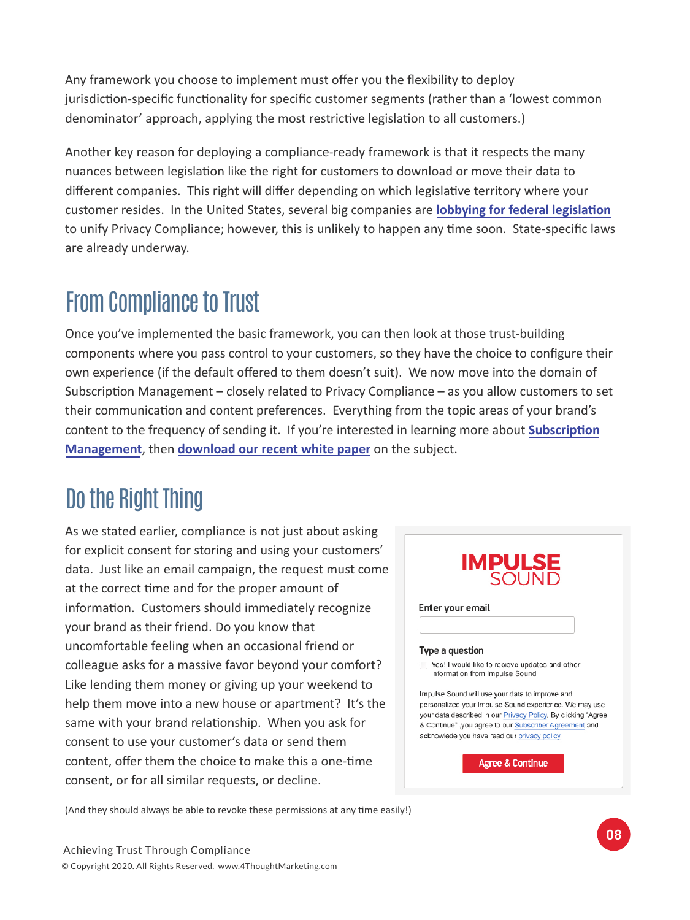Any framework you choose to implement must offer you the flexibility to deploy jurisdiction-specific functionality for specific customer segments (rather than a 'lowest common denominator' approach, applying the most restrictive legislation to all customers.)

Another key reason for deploying a compliance-ready framework is that it respects the many nuances between legislation like the right for customers to download or move their data to different companies. This right will differ depending on which legislative territory where your customer resides. In the United States, several big companies are **lobbying for federal legislation** to unify Privacy Compliance; however, this is unlikely to happen any time soon. State-specific laws are already underway.

## From Compliance to Trust

Once you've implemented the basic framework, you can then look at those trust-building components where you pass control to your customers, so they have the choice to configure their own experience (if the default offered to them doesn't suit). We now move into the domain of Subscription Management – closely related to Privacy Compliance – as you allow customers to set their communication and content preferences. Everything from the topic areas of your brand's content to the frequency of sending it. If you're interested in learning more about **Subscription Management**, then **download our recent white paper** on the subject.

## Do the Right Thing

As we stated earlier, compliance is not just about asking for explicit consent for storing and using your customers' data. Just like an email campaign, the request must come at the correct time and for the proper amount of information. Customers should immediately recognize your brand as their friend. Do you know that uncomfortable feeling when an occasional friend or colleague asks for a massive favor beyond your comfort? Like lending them money or giving up your weekend to help them move into a new house or apartment? It's the same with your brand relationship. When you ask for consent to use your customer's data or send them content, offer them the choice to make this a one-time consent, or for all similar requests, or decline.

IMPULSE SOUND

Enter your email

Type a question

Yes! I would like to recieve updates and other information from Impulse Sound

Impulse Sound will use your data to improve and personalized your Impulse Sound experience. We may use your data described in our Privacy Policy. By clicking "Agree & Continue" ,you agree to our Subscriber Agreement and acknowlede you have read our privacy policy

Agree & Continue

(And they should always be able to revoke these permissions at any time easily!)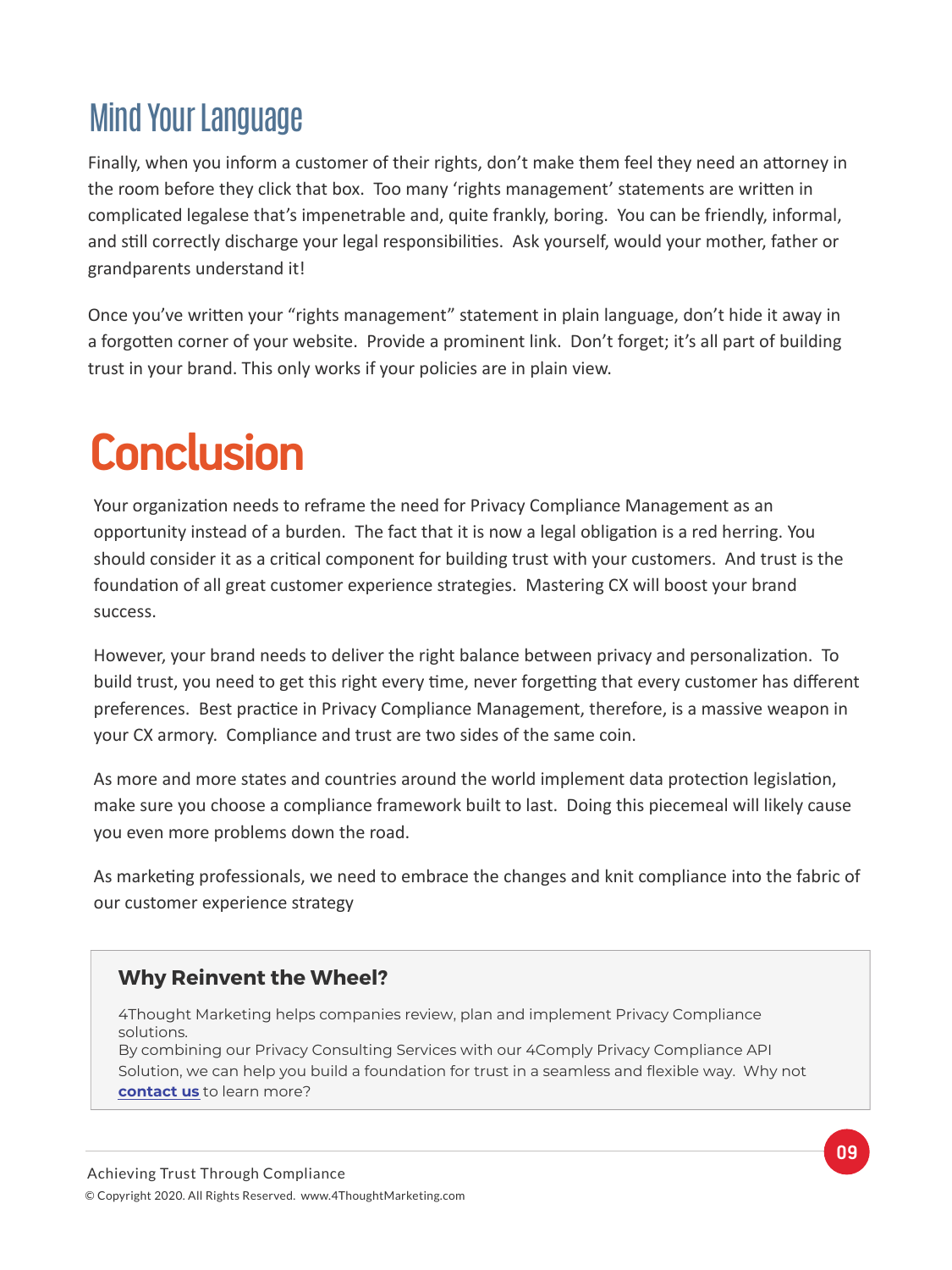## Mind Your Language

Finally, when you inform a customer of their rights, don't make them feel they need an attorney in the room before they click that box. Too many 'rights management' statements are written in complicated legalese that's impenetrable and, quite frankly, boring. You can be friendly, informal, and still correctly discharge your legal responsibilities. Ask yourself, would your mother, father or grandparents understand it!

Once you've written your "rights management" statement in plain language, don't hide it away in a forgotten corner of your website. Provide a prominent link. Don't forget; it's all part of building trust in your brand. This only works if your policies are in plain view.

# Conclusion

Your organization needs to reframe the need for Privacy Compliance Management as an opportunity instead of a burden. The fact that it is now a legal obligation is a red herring. You should consider it as a critical component for building trust with your customers. And trust is the foundation of all great customer experience strategies. Mastering CX will boost your brand success.

However, your brand needs to deliver the right balance between privacy and personalization. To build trust, you need to get this right every time, never forgetting that every customer has different preferences. Best practice in Privacy Compliance Management, therefore, is a massive weapon in your CX armory. Compliance and trust are two sides of the same coin.

As more and more states and countries around the world implement data protection legislation, make sure you choose a compliance framework built to last. Doing this piecemeal will likely cause you even more problems down the road.

As marketing professionals, we need to embrace the changes and knit compliance into the fabric of our customer experience strategy

### Why Reinvent the Wheel?

4Thought Marketing helps companies review, plan and implement Privacy Compliance solutions.
By combining our Privacy Consulting Services with our 4Comply Privacy Compliance API Solution, we can help you build a foundation for trust in a seamless and flexible way. Why not **contact us** to learn more?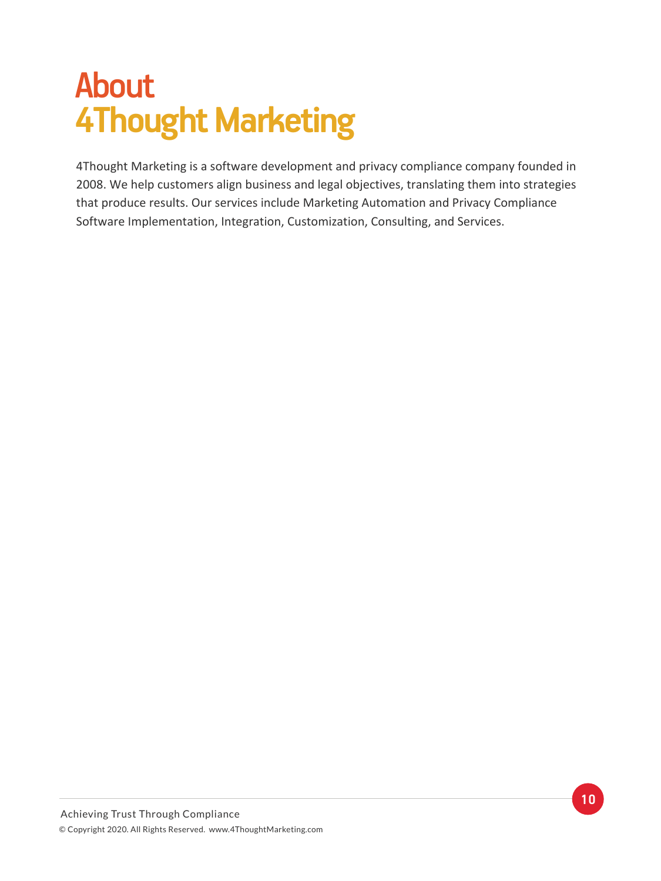# About 4Thought Marketing

4Thought Marketing is a software development and privacy compliance company founded in 2008. We help customers align business and legal objectives, translating them into strategies that produce results. Our services include Marketing Automation and Privacy Compliance Software Implementation, Integration, Customization, Consulting, and Services.